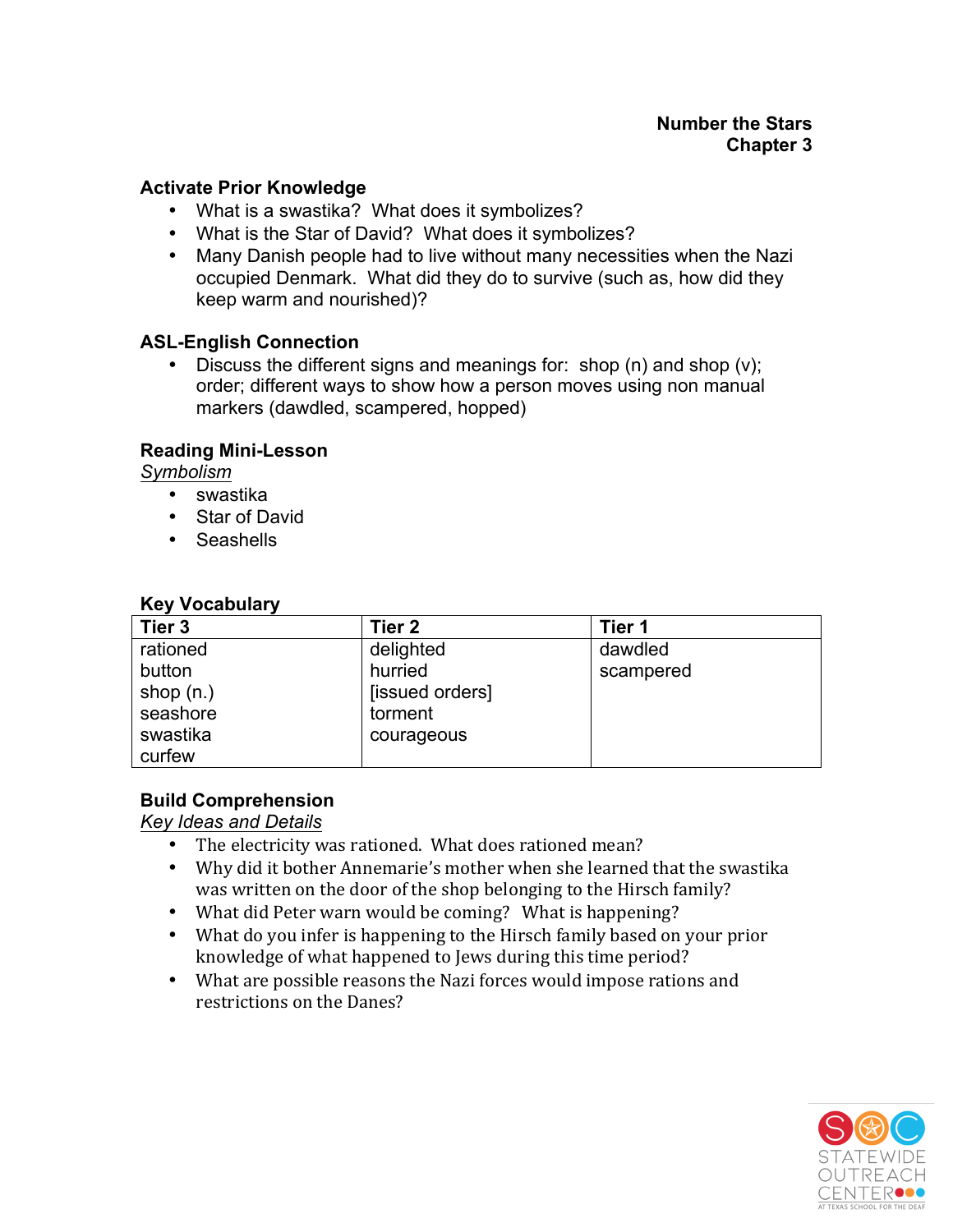**Number the Stars**
**Chapter 3**

### Activate Prior Knowledge

- What is a swastika? What does it symbolizes?
- What is the Star of David? What does it symbolizes?
- Many Danish people had to live without many necessities when the Nazi occupied Denmark. What did they do to survive (such as, how did they keep warm and nourished)?

### ASL-English Connection

- Discuss the different signs and meanings for: shop (n) and shop (v); order; different ways to show how a person moves using non manual markers (dawdled, scampered, hopped)

### Reading Mini-Lesson

*Symbolism*

- swastika
- Star of David
- Seashells

### Key Vocabulary

| Tier 3 | Tier 2 | Tier 1 |
|---|---|---|
| rationed<br>button<br>shop (n.)<br>seashore<br>swastika<br>curfew | delighted<br>hurried<br>[issued orders]<br>torment<br>courageous | dawdled<br>scampered |

### Build Comprehension

*Key Ideas and Details*

- The electricity was rationed. What does rationed mean?
- Why did it bother Annemarie's mother when she learned that the swastika was written on the door of the shop belonging to the Hirsch family?
- What did Peter warn would be coming? What is happening?
- What do you infer is happening to the Hirsch family based on your prior knowledge of what happened to Jews during this time period?
- What are possible reasons the Nazi forces would impose rations and restrictions on the Danes?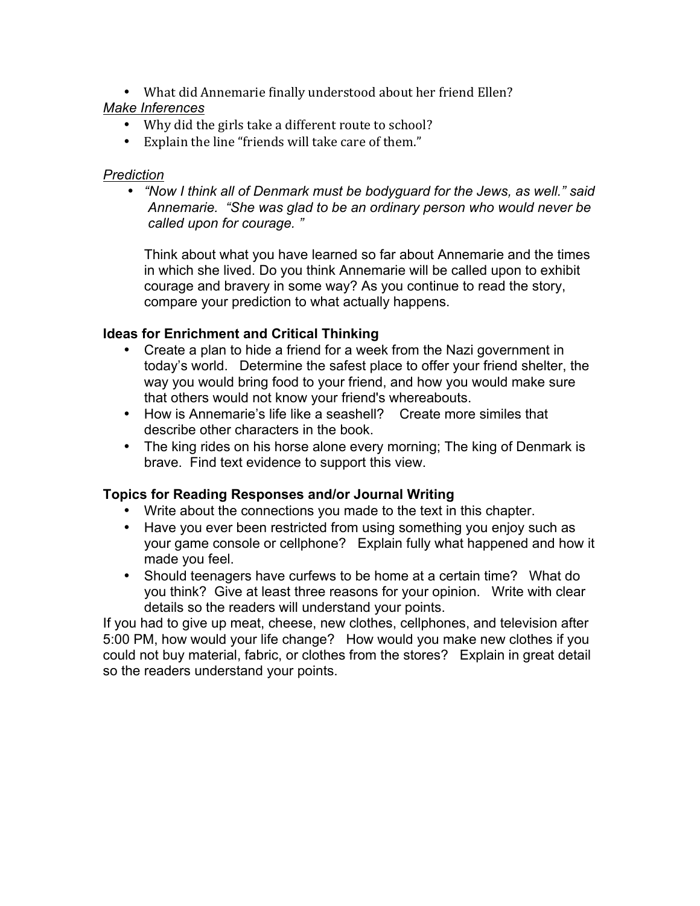- What did Annemarie finally understood about her friend Ellen?

*Make Inferences*

- Why did the girls take a different route to school?
- Explain the line “friends will take care of them.”

*Prediction*

- *“Now I think all of Denmark must be bodyguard for the Jews, as well.” said Annemarie. “She was glad to be an ordinary person who would never be called upon for courage. ”*

  Think about what you have learned so far about Annemarie and the times in which she lived. Do you think Annemarie will be called upon to exhibit courage and bravery in some way? As you continue to read the story, compare your prediction to what actually happens.

**Ideas for Enrichment and Critical Thinking**

- Create a plan to hide a friend for a week from the Nazi government in today’s world. Determine the safest place to offer your friend shelter, the way you would bring food to your friend, and how you would make sure that others would not know your friend's whereabouts.
- How is Annemarie’s life like a seashell? Create more similes that describe other characters in the book.
- The king rides on his horse alone every morning; The king of Denmark is brave. Find text evidence to support this view.

**Topics for Reading Responses and/or Journal Writing**

- Write about the connections you made to the text in this chapter.
- Have you ever been restricted from using something you enjoy such as your game console or cellphone? Explain fully what happened and how it made you feel.
- Should teenagers have curfews to be home at a certain time? What do you think? Give at least three reasons for your opinion. Write with clear details so the readers will understand your points.

If you had to give up meat, cheese, new clothes, cellphones, and television after 5:00 PM, how would your life change? How would you make new clothes if you could not buy material, fabric, or clothes from the stores? Explain in great detail so the readers understand your points.